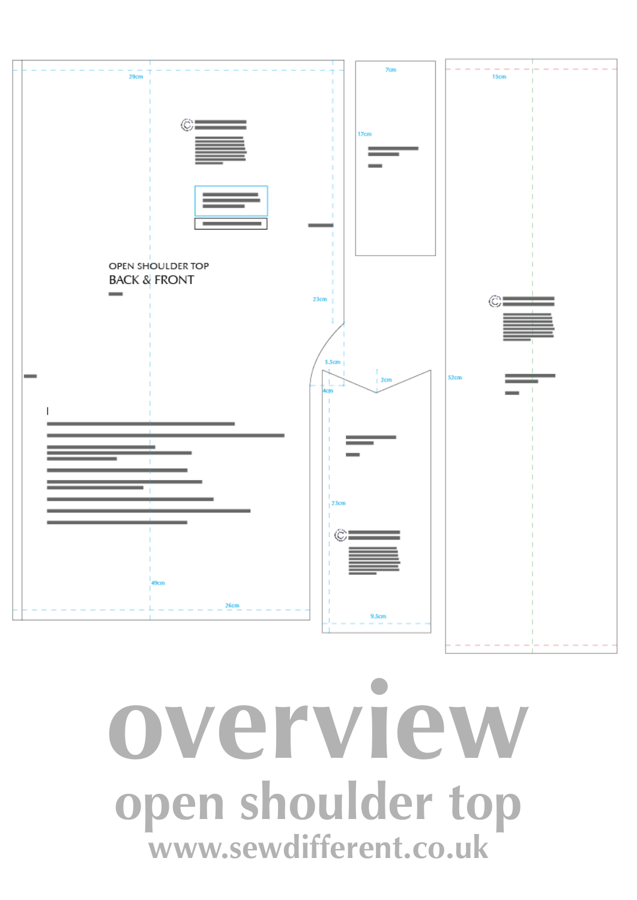OPEN SHOULDER TOP
BACK & FRONT

29cm

23cm

5.5cm

4cm

49cm

26cm

7cm

17cm

2cm

23cm

9.5cm

15cm

52cm

# overview

## open shoulder top

www.sewdifferent.co.uk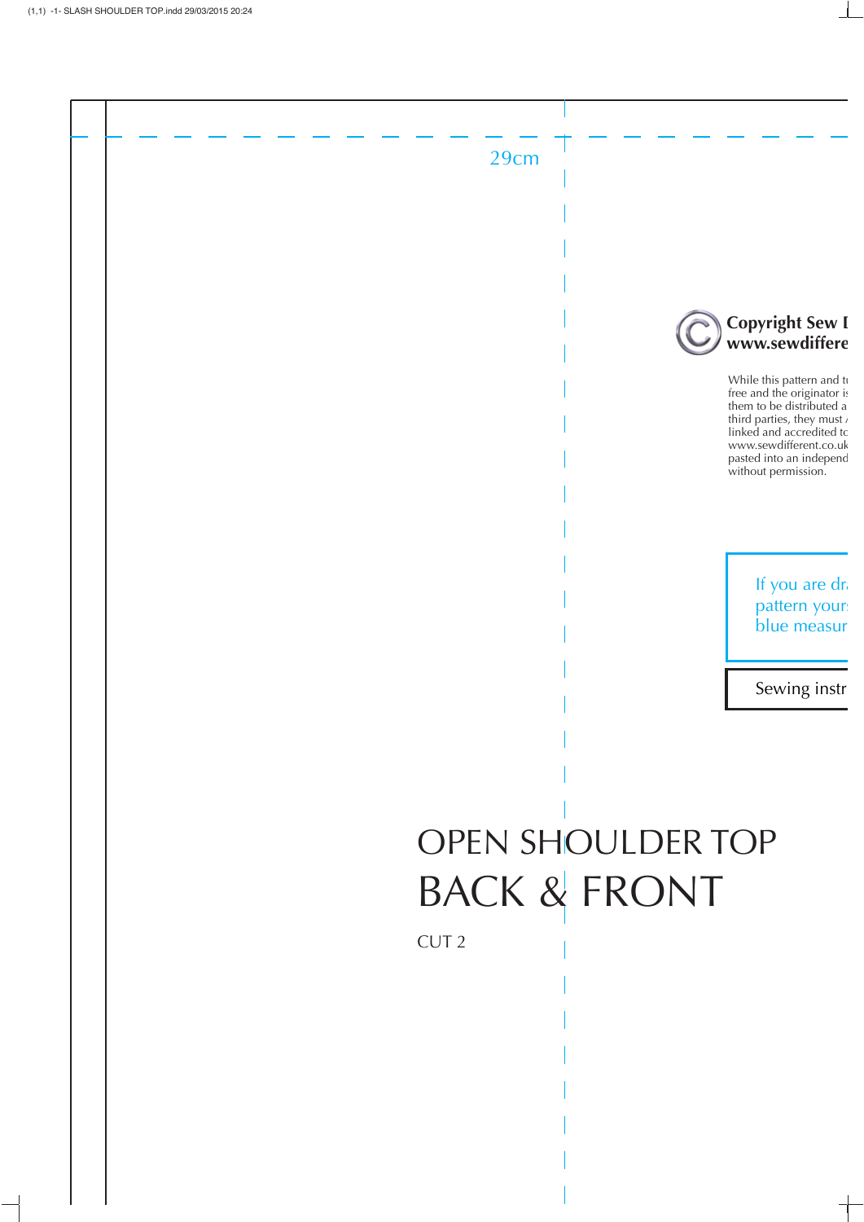29cm

**Copyright Sew D**
**www.sewdiffere**

While this pattern and t
free and the originator i
them to be distributed a
third parties, they must
linked and accredited t
www.sewdifferent.co.uk
pasted into an independ
without permission.

If you are dr
pattern your
blue measur

Sewing instr

# OPEN SHOULDER TOP
# BACK & FRONT

CUT 2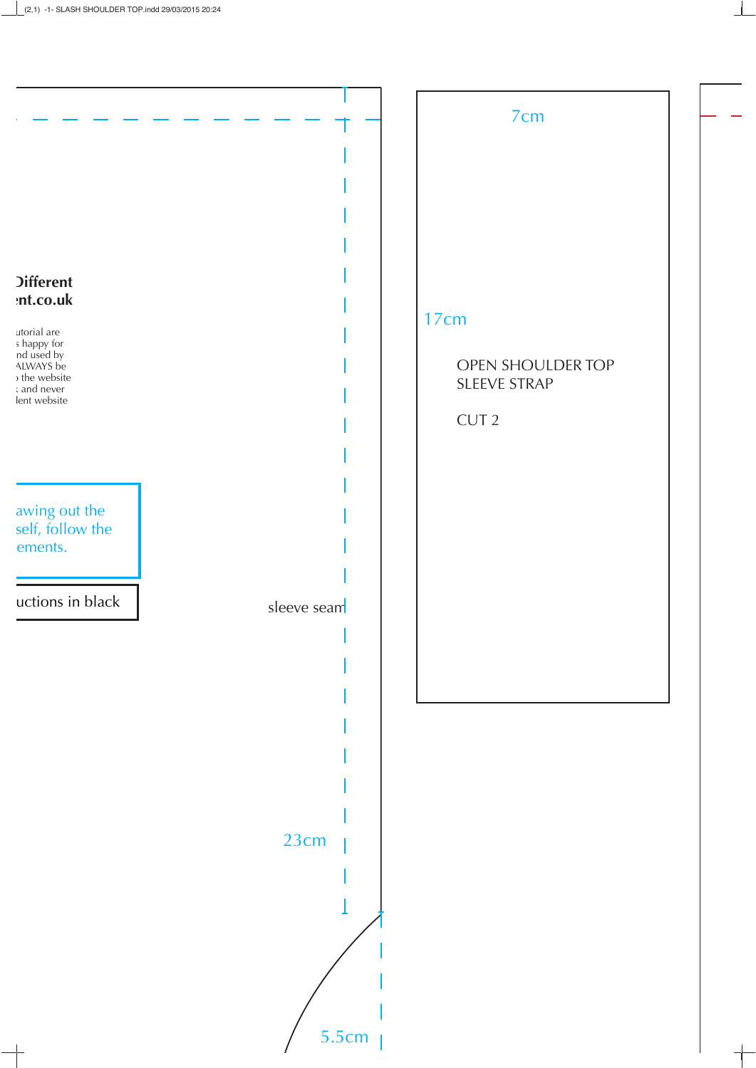Different
nt.co.uk

utorial are
s happy for
nd used by
ALWAYS be
the website
and never
ent website

awing out the
self, follow the
ements.

uctions in black

sleeve seam

23cm

5.5cm

7cm

17cm

OPEN SHOULDER TOP
SLEEVE STRAP

CUT 2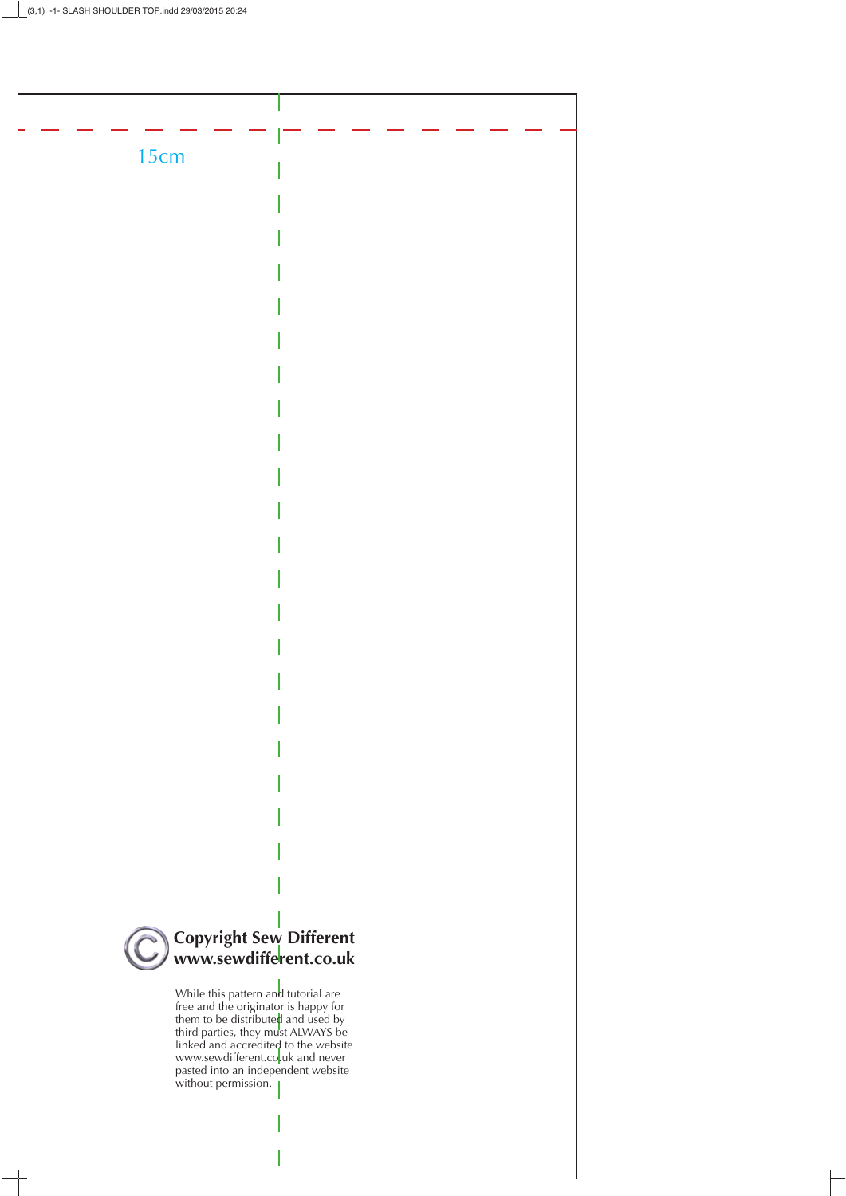15cm

**Copyright Sew Different**
**www.sewdifferent.co.uk**

While this pattern and tutorial are free and the originator is happy for them to be distributed and used by third parties, they must ALWAYS be linked and accredited to the website www.sewdifferent.co.uk and never pasted into an independent website without permission.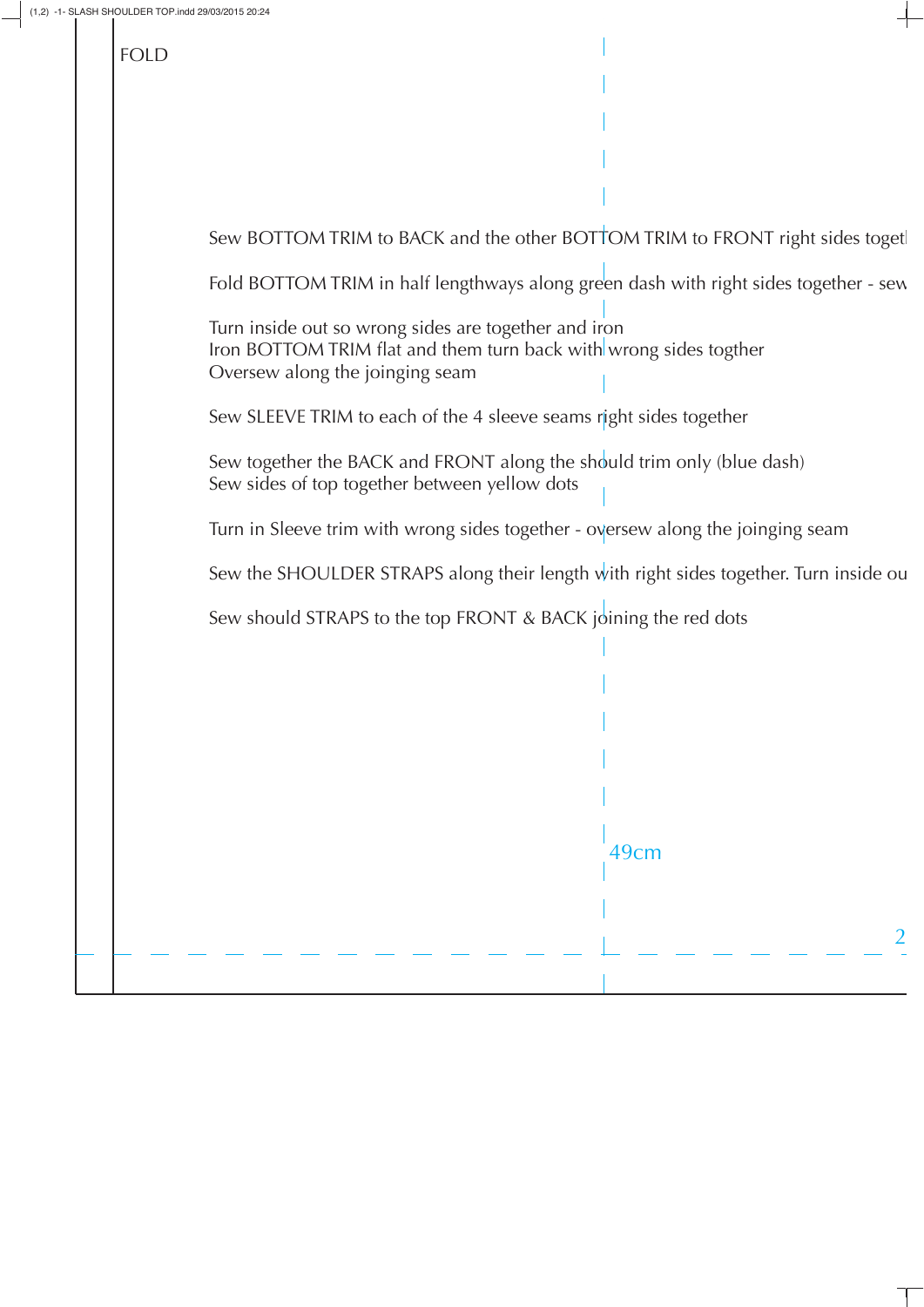FOLD

Sew BOTTOM TRIM to BACK and the other BOTTOM TRIM to FRONT right sides togetl

Fold BOTTOM TRIM in half lengthways along green dash with right sides together - sew

Turn inside out so wrong sides are together and iron
Iron BOTTOM TRIM flat and them turn back with wrong sides togther
Oversew along the joinging seam

Sew SLEEVE TRIM to each of the 4 sleeve seams right sides together

Sew together the BACK and FRONT along the should trim only (blue dash)
Sew sides of top together between yellow dots

Turn in Sleeve trim with wrong sides together - oversew along the joinging seam

Sew the SHOULDER STRAPS along their length with right sides together. Turn inside ou

Sew should STRAPS to the top FRONT & BACK joining the red dots

49cm

2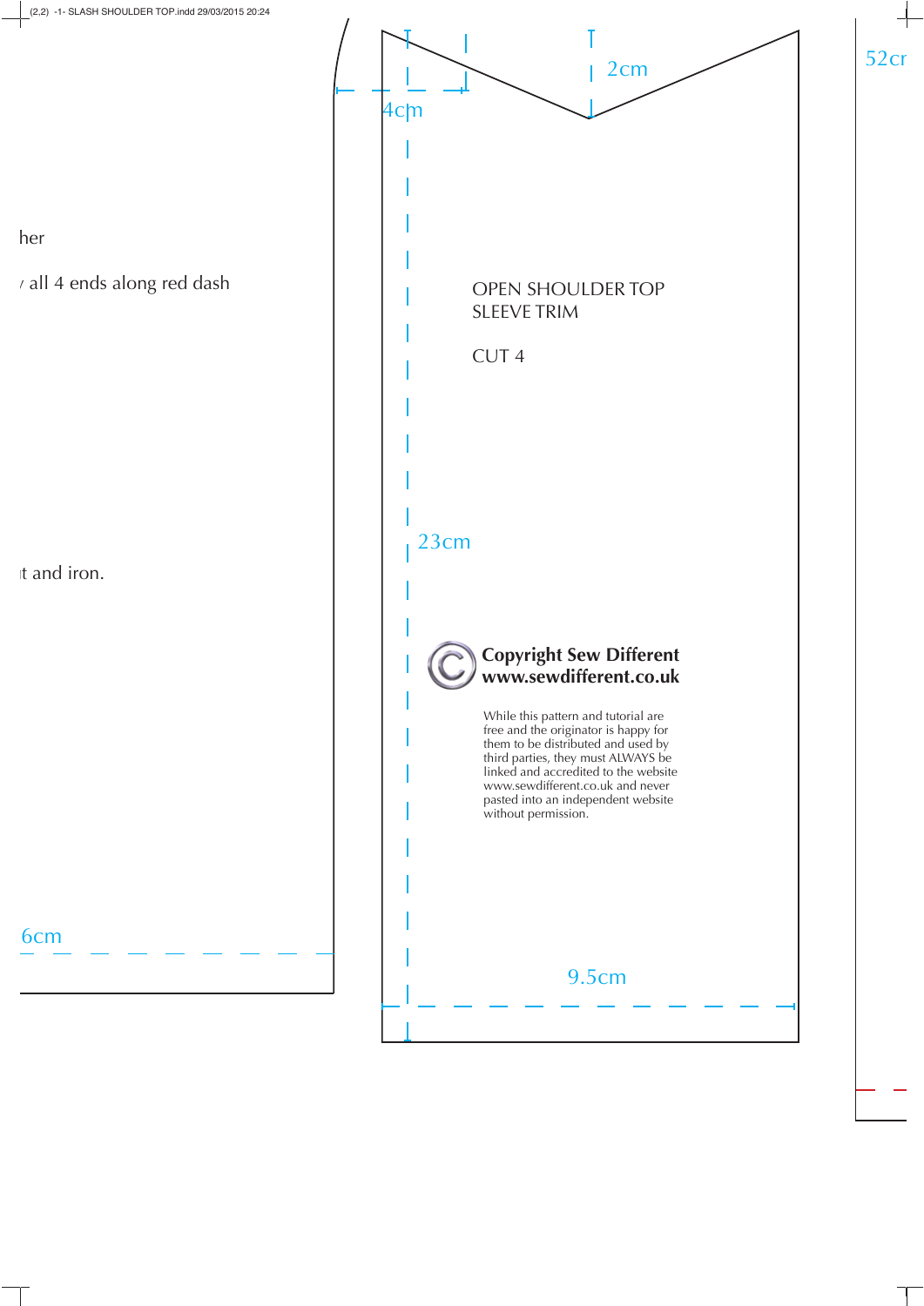her

all 4 ends along red dash

t and iron.

6cm

4cm

2cm

OPEN SHOULDER TOP
SLEEVE TRIM

CUT 4

23cm

**Copyright Sew Different**
**www.sewdifferent.co.uk**

While this pattern and tutorial are free and the originator is happy for them to be distributed and used by third parties, they must ALWAYS be linked and accredited to the website www.sewdifferent.co.uk and never pasted into an independent website without permission.

9.5cm

52cr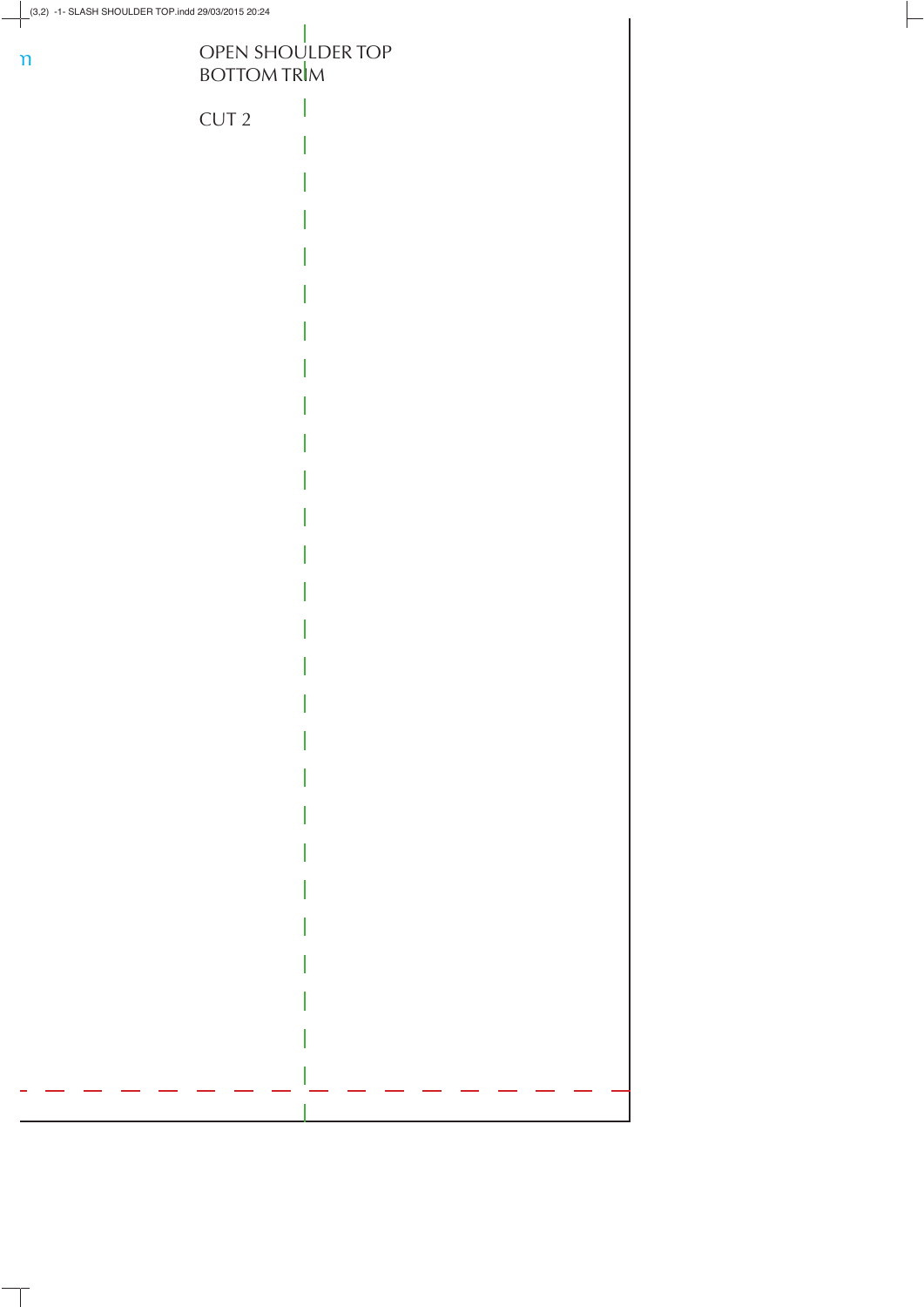OPEN SHOULDER TOP
BOTTOM TRIM

CUT 2